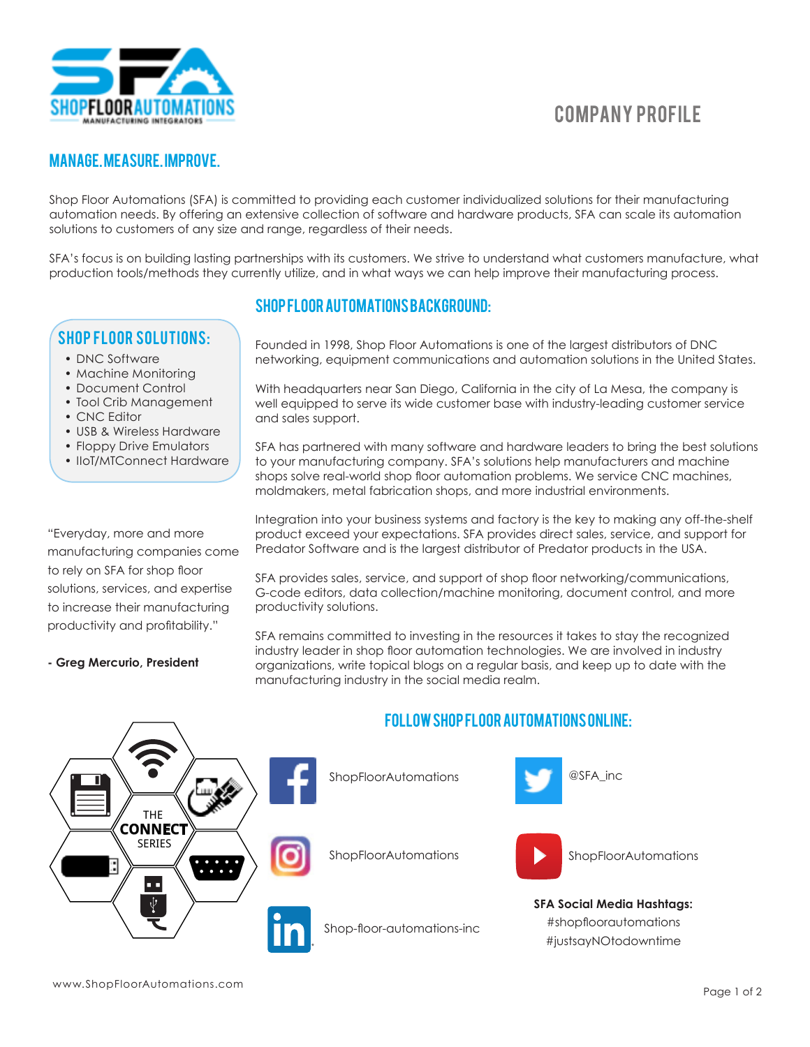# COMPANY PROFILE

## MANAGE. MEASURE. IMPROVE.

Shop Floor Automations (SFA) is committed to providing each customer individualized solutions for their manufacturing automation needs. By offering an extensive collection of software and hardware products, SFA can scale its automation solutions to customers of any size and range, regardless of their needs.

SFA's focus is on building lasting partnerships with its customers. We strive to understand what customers manufacture, what production tools/methods they currently utilize, and in what ways we can help improve their manufacturing process.

### SHOP FLOOR SOLUTIONS:

- DNC Software
- Machine Monitoring
- Document Control
- Tool Crib Management
- CNC Editor
- USB & Wireless Hardware
- Floppy Drive Emulators
- IIoT/MTConnect Hardware

"Everyday, more and more manufacturing companies come to rely on SFA for shop floor solutions, services, and expertise to increase their manufacturing productivity and profitability."

**- Greg Mercurio, President**

### SHOP FLOOR AUTOMATIONS BACKGROUND:

Founded in 1998, Shop Floor Automations is one of the largest distributors of DNC networking, equipment communications and automation solutions in the United States.

With headquarters near San Diego, California in the city of La Mesa, the company is well equipped to serve its wide customer base with industry-leading customer service and sales support.

SFA has partnered with many software and hardware leaders to bring the best solutions to your manufacturing company. SFA's solutions help manufacturers and machine shops solve real-world shop floor automation problems. We service CNC machines, moldmakers, metal fabrication shops, and more industrial environments.

Integration into your business systems and factory is the key to making any off-the-shelf product exceed your expectations. SFA provides direct sales, service, and support for Predator Software and is the largest distributor of Predator products in the USA.

SFA provides sales, service, and support of shop floor networking/communications, G-code editors, data collection/machine monitoring, document control, and more productivity solutions.

SFA remains committed to investing in the resources it takes to stay the recognized industry leader in shop floor automation technologies. We are involved in industry organizations, write topical blogs on a regular basis, and keep up to date with the manufacturing industry in the social media realm.

THE CONNECT SERIES

### FOLLOW SHOP FLOOR AUTOMATIONS ONLINE:

- ShopFloorAutomations
- @SFA_inc
- ShopFloorAutomations
- ShopFloorAutomations
- Shop-floor-automations-inc

**SFA Social Media Hashtags:**
#shopfloorautomations
#justsayNOtodowntime

www.ShopFloorAutomations.com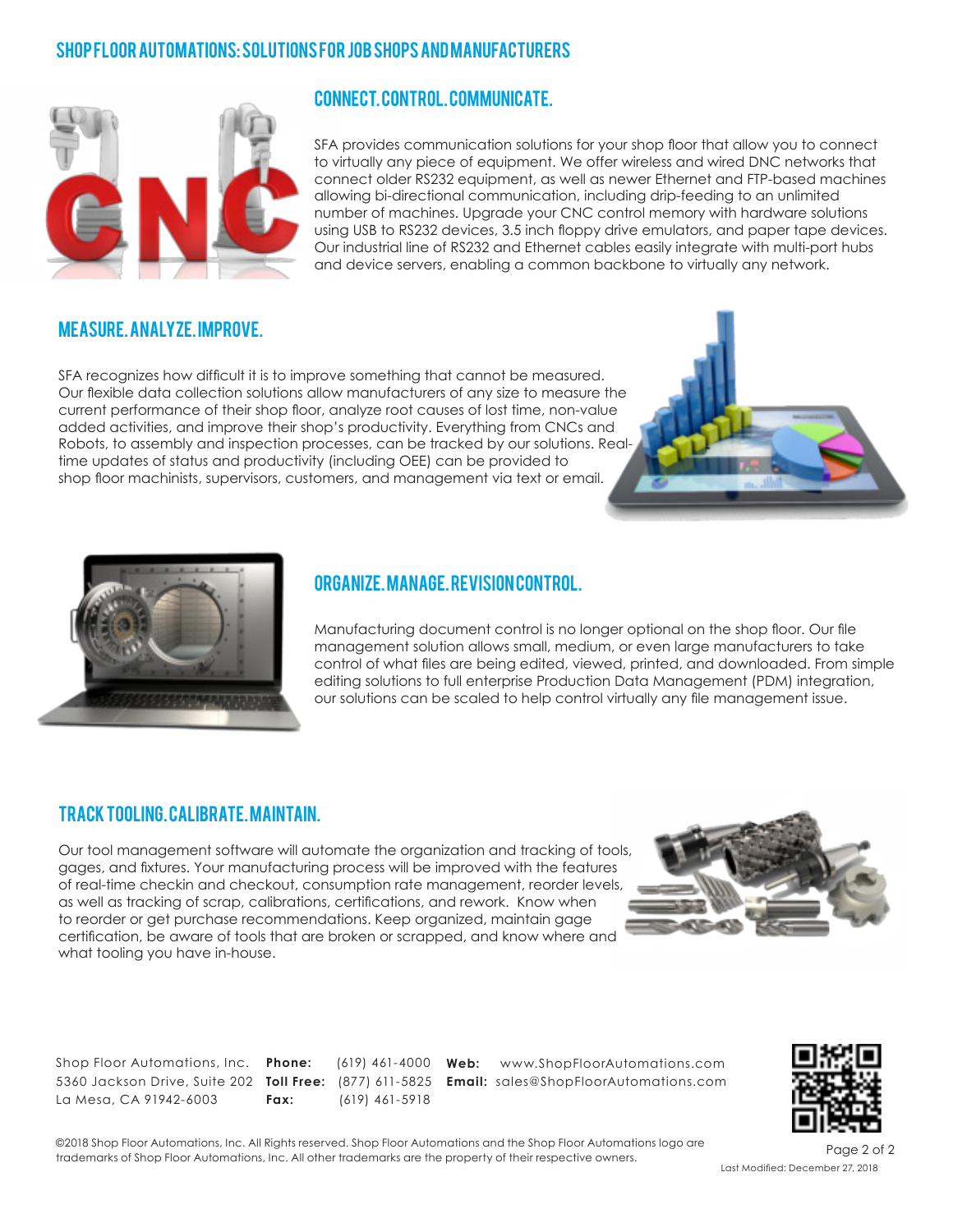# SHOP FLOOR AUTOMATIONS: SOLUTIONS FOR JOB SHOPS AND MANUFACTURERS

## CONNECT. CONTROL. COMMUNICATE.

SFA provides communication solutions for your shop floor that allow you to connect to virtually any piece of equipment. We offer wireless and wired DNC networks that connect older RS232 equipment, as well as newer Ethernet and FTP-based machines allowing bi-directional communication, including drip-feeding to an unlimited number of machines. Upgrade your CNC control memory with hardware solutions using USB to RS232 devices, 3.5 inch floppy drive emulators, and paper tape devices. Our industrial line of RS232 and Ethernet cables easily integrate with multi-port hubs and device servers, enabling a common backbone to virtually any network.

## MEASURE. ANALYZE. IMPROVE.

SFA recognizes how difficult it is to improve something that cannot be measured. Our flexible data collection solutions allow manufacturers of any size to measure the current performance of their shop floor, analyze root causes of lost time, non-value added activities, and improve their shop's productivity. Everything from CNCs and Robots, to assembly and inspection processes, can be tracked by our solutions. Real-time updates of status and productivity (including OEE) can be provided to shop floor machinists, supervisors, customers, and management via text or email.

## ORGANIZE. MANAGE. REVISION CONTROL.

Manufacturing document control is no longer optional on the shop floor. Our file management solution allows small, medium, or even large manufacturers to take control of what files are being edited, viewed, printed, and downloaded. From simple editing solutions to full enterprise Production Data Management (PDM) integration, our solutions can be scaled to help control virtually any file management issue.

## TRACK TOOLING. CALIBRATE. MAINTAIN.

Our tool management software will automate the organization and tracking of tools, gages, and fixtures. Your manufacturing process will be improved with the features of real-time checkin and checkout, consumption rate management, reorder levels, as well as tracking of scrap, calibrations, certifications, and rework. Know when to reorder or get purchase recommendations. Keep organized, maintain gage certification, be aware of tools that are broken or scrapped, and know where and what tooling you have in-house.

Shop Floor Automations, Inc.
5360 Jackson Drive, Suite 202
La Mesa, CA 91942-6003

**Phone:** (619) 461-4000
**Toll Free:** (877) 611-5825
**Fax:** (619) 461-5918

**Web:** www.ShopFloorAutomations.com
**Email:** sales@ShopFloorAutomations.com

©2018 Shop Floor Automations, Inc. All Rights reserved. Shop Floor Automations and the Shop Floor Automations logo are trademarks of Shop Floor Automations, Inc. All other trademarks are the property of their respective owners.

Last Modified: December 27, 2018